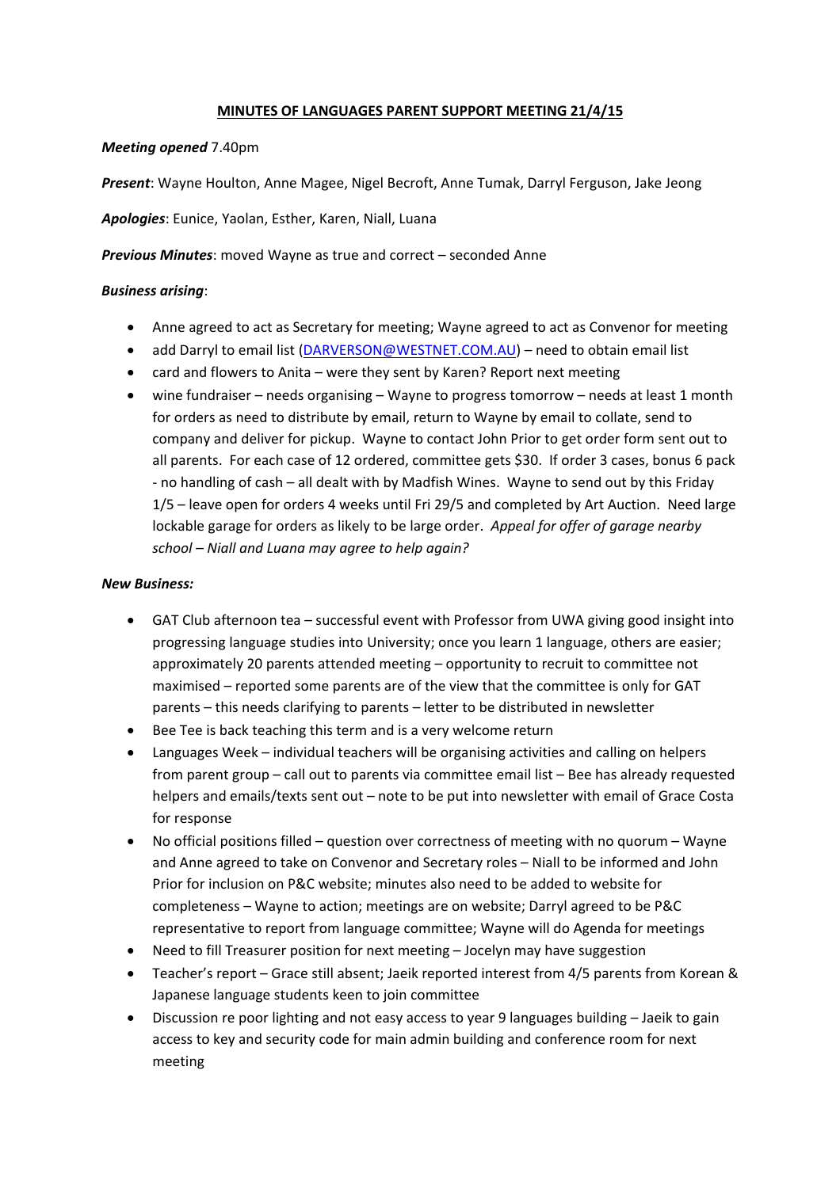**MINUTES OF LANGUAGES PARENT SUPPORT MEETING 21/4/15**

***Meeting opened*** 7.40pm

***Present***: Wayne Houlton, Anne Magee, Nigel Becroft, Anne Tumak, Darryl Ferguson, Jake Jeong

***Apologies***: Eunice, Yaolan, Esther, Karen, Niall, Luana

***Previous Minutes***: moved Wayne as true and correct – seconded Anne

***Business arising***:

- Anne agreed to act as Secretary for meeting; Wayne agreed to act as Convenor for meeting
- add Darryl to email list (DARVERSON@WESTNET.COM.AU) – need to obtain email list
- card and flowers to Anita – were they sent by Karen? Report next meeting
- wine fundraiser – needs organising – Wayne to progress tomorrow – needs at least 1 month for orders as need to distribute by email, return to Wayne by email to collate, send to company and deliver for pickup. Wayne to contact John Prior to get order form sent out to all parents. For each case of 12 ordered, committee gets $30. If order 3 cases, bonus 6 pack - no handling of cash – all dealt with by Madfish Wines. Wayne to send out by this Friday 1/5 – leave open for orders 4 weeks until Fri 29/5 and completed by Art Auction. Need large lockable garage for orders as likely to be large order. *Appeal for offer of garage nearby school – Niall and Luana may agree to help again?*

***New Business:***

- GAT Club afternoon tea – successful event with Professor from UWA giving good insight into progressing language studies into University; once you learn 1 language, others are easier; approximately 20 parents attended meeting – opportunity to recruit to committee not maximised – reported some parents are of the view that the committee is only for GAT parents – this needs clarifying to parents – letter to be distributed in newsletter
- Bee Tee is back teaching this term and is a very welcome return
- Languages Week – individual teachers will be organising activities and calling on helpers from parent group – call out to parents via committee email list – Bee has already requested helpers and emails/texts sent out – note to be put into newsletter with email of Grace Costa for response
- No official positions filled – question over correctness of meeting with no quorum – Wayne and Anne agreed to take on Convenor and Secretary roles – Niall to be informed and John Prior for inclusion on P&C website; minutes also need to be added to website for completeness – Wayne to action; meetings are on website; Darryl agreed to be P&C representative to report from language committee; Wayne will do Agenda for meetings
- Need to fill Treasurer position for next meeting – Jocelyn may have suggestion
- Teacher's report – Grace still absent; Jaeik reported interest from 4/5 parents from Korean & Japanese language students keen to join committee
- Discussion re poor lighting and not easy access to year 9 languages building – Jaeik to gain access to key and security code for main admin building and conference room for next meeting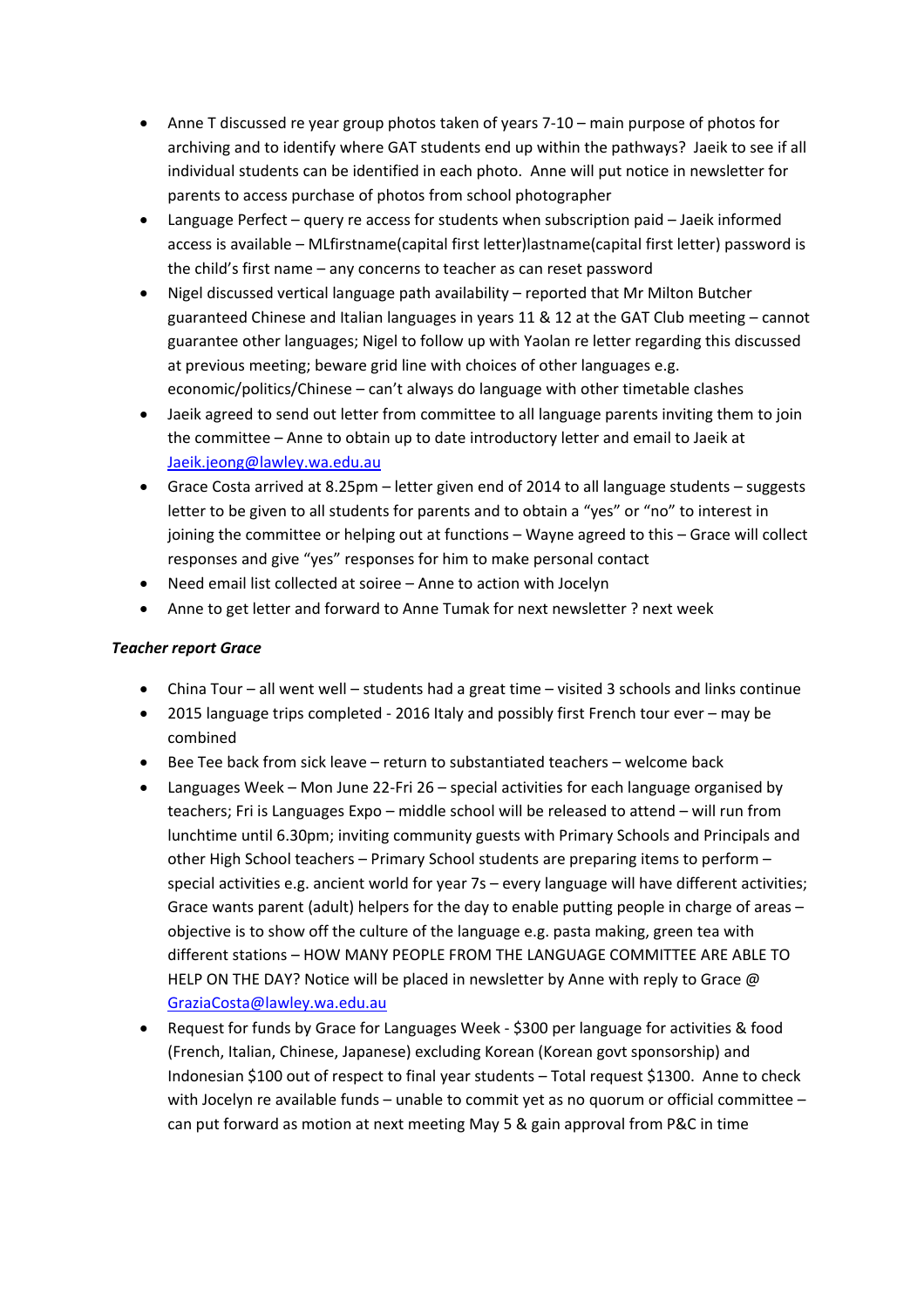- Anne T discussed re year group photos taken of years 7-10 – main purpose of photos for archiving and to identify where GAT students end up within the pathways? Jaeik to see if all individual students can be identified in each photo. Anne will put notice in newsletter for parents to access purchase of photos from school photographer
- Language Perfect – query re access for students when subscription paid – Jaeik informed access is available – MLfirstname(capital first letter)lastname(capital first letter) password is the child's first name – any concerns to teacher as can reset password
- Nigel discussed vertical language path availability – reported that Mr Milton Butcher guaranteed Chinese and Italian languages in years 11 & 12 at the GAT Club meeting – cannot guarantee other languages; Nigel to follow up with Yaolan re letter regarding this discussed at previous meeting; beware grid line with choices of other languages e.g. economic/politics/Chinese – can't always do language with other timetable clashes
- Jaeik agreed to send out letter from committee to all language parents inviting them to join the committee – Anne to obtain up to date introductory letter and email to Jaeik at Jaeik.jeong@lawley.wa.edu.au
- Grace Costa arrived at 8.25pm – letter given end of 2014 to all language students – suggests letter to be given to all students for parents and to obtain a "yes" or "no" to interest in joining the committee or helping out at functions – Wayne agreed to this – Grace will collect responses and give "yes" responses for him to make personal contact
- Need email list collected at soiree – Anne to action with Jocelyn
- Anne to get letter and forward to Anne Tumak for next newsletter ? next week

***Teacher report Grace***

- China Tour – all went well – students had a great time – visited 3 schools and links continue
- 2015 language trips completed - 2016 Italy and possibly first French tour ever – may be combined
- Bee Tee back from sick leave – return to substantiated teachers – welcome back
- Languages Week – Mon June 22-Fri 26 – special activities for each language organised by teachers; Fri is Languages Expo – middle school will be released to attend – will run from lunchtime until 6.30pm; inviting community guests with Primary Schools and Principals and other High School teachers – Primary School students are preparing items to perform – special activities e.g. ancient world for year 7s – every language will have different activities; Grace wants parent (adult) helpers for the day to enable putting people in charge of areas – objective is to show off the culture of the language e.g. pasta making, green tea with different stations – HOW MANY PEOPLE FROM THE LANGUAGE COMMITTEE ARE ABLE TO HELP ON THE DAY? Notice will be placed in newsletter by Anne with reply to Grace @ GraziaCosta@lawley.wa.edu.au
- Request for funds by Grace for Languages Week - $300 per language for activities & food (French, Italian, Chinese, Japanese) excluding Korean (Korean govt sponsorship) and Indonesian $100 out of respect to final year students – Total request $1300. Anne to check with Jocelyn re available funds – unable to commit yet as no quorum or official committee – can put forward as motion at next meeting May 5 & gain approval from P&C in time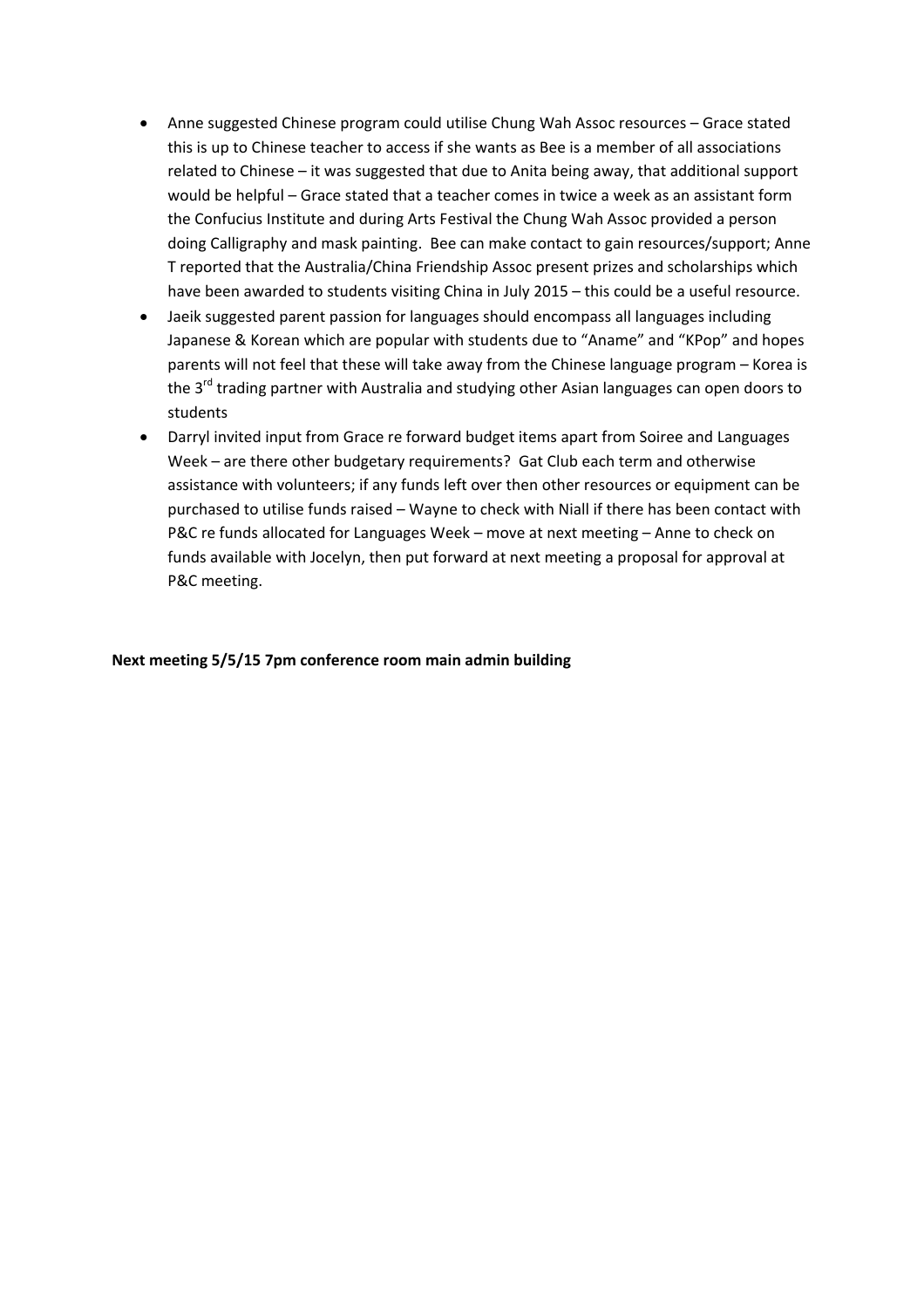- Anne suggested Chinese program could utilise Chung Wah Assoc resources – Grace stated this is up to Chinese teacher to access if she wants as Bee is a member of all associations related to Chinese – it was suggested that due to Anita being away, that additional support would be helpful – Grace stated that a teacher comes in twice a week as an assistant form the Confucius Institute and during Arts Festival the Chung Wah Assoc provided a person doing Calligraphy and mask painting. Bee can make contact to gain resources/support; Anne T reported that the Australia/China Friendship Assoc present prizes and scholarships which have been awarded to students visiting China in July 2015 – this could be a useful resource.
- Jaeik suggested parent passion for languages should encompass all languages including Japanese & Korean which are popular with students due to "Aname" and "KPop" and hopes parents will not feel that these will take away from the Chinese language program – Korea is the 3rd trading partner with Australia and studying other Asian languages can open doors to students
- Darryl invited input from Grace re forward budget items apart from Soiree and Languages Week – are there other budgetary requirements? Gat Club each term and otherwise assistance with volunteers; if any funds left over then other resources or equipment can be purchased to utilise funds raised – Wayne to check with Niall if there has been contact with P&C re funds allocated for Languages Week – move at next meeting – Anne to check on funds available with Jocelyn, then put forward at next meeting a proposal for approval at P&C meeting.

**Next meeting 5/5/15 7pm conference room main admin building**